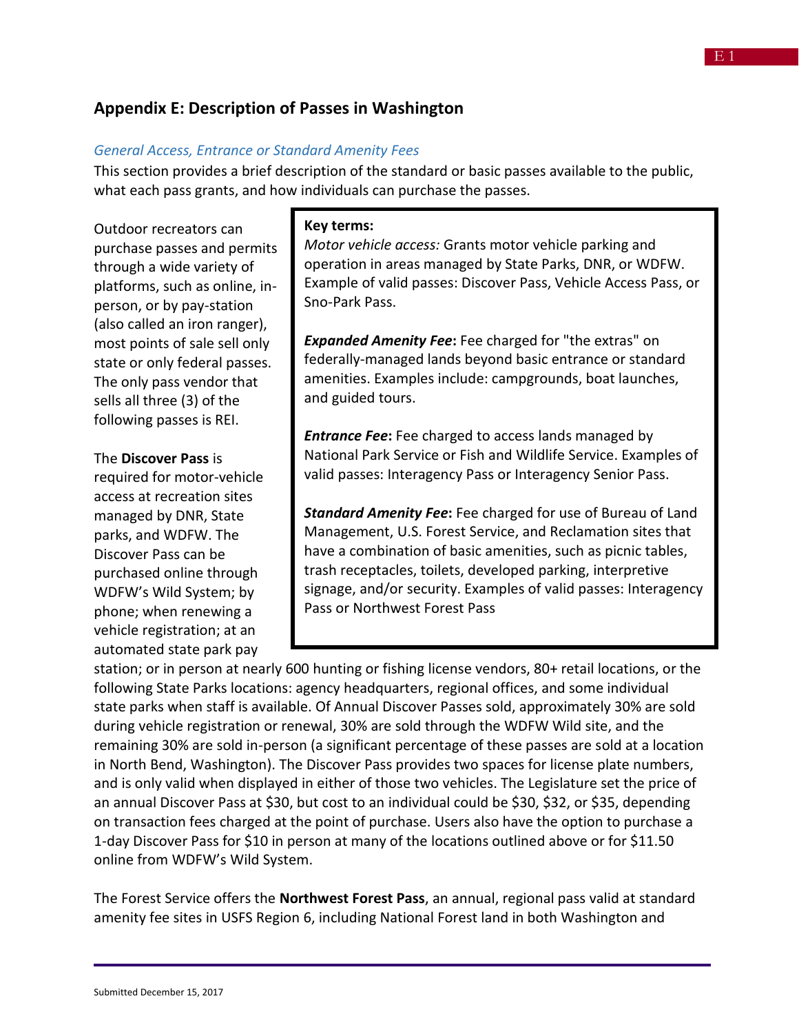## Appendix E: Description of Passes in Washington

### *General Access, Entrance or Standard Amenity Fees*

This section provides a brief description of the standard or basic passes available to the public, what each pass grants, and how individuals can purchase the passes.

> **Key terms:**
>
> *Motor vehicle access:* Grants motor vehicle parking and operation in areas managed by State Parks, DNR, or WDFW. Example of valid passes: Discover Pass, Vehicle Access Pass, or Sno-Park Pass.
>
> ***Expanded Amenity Fee*:** Fee charged for "the extras" on federally-managed lands beyond basic entrance or standard amenities. Examples include: campgrounds, boat launches, and guided tours.
>
> ***Entrance Fee*:** Fee charged to access lands managed by National Park Service or Fish and Wildlife Service. Examples of valid passes: Interagency Pass or Interagency Senior Pass.
>
> ***Standard Amenity Fee*:** Fee charged for use of Bureau of Land Management, U.S. Forest Service, and Reclamation sites that have a combination of basic amenities, such as picnic tables, trash receptacles, toilets, developed parking, interpretive signage, and/or security. Examples of valid passes: Interagency Pass or Northwest Forest Pass

Outdoor recreators can purchase passes and permits through a wide variety of platforms, such as online, in-person, or by pay-station (also called an iron ranger), most points of sale sell only state or only federal passes. The only pass vendor that sells all three (3) of the following passes is REI.

The **Discover Pass** is required for motor-vehicle access at recreation sites managed by DNR, State parks, and WDFW. The Discover Pass can be purchased online through WDFW's Wild System; by phone; when renewing a vehicle registration; at an automated state park pay station; or in person at nearly 600 hunting or fishing license vendors, 80+ retail locations, or the following State Parks locations: agency headquarters, regional offices, and some individual state parks when staff is available. Of Annual Discover Passes sold, approximately 30% are sold during vehicle registration or renewal, 30% are sold through the WDFW Wild site, and the remaining 30% are sold in-person (a significant percentage of these passes are sold at a location in North Bend, Washington). The Discover Pass provides two spaces for license plate numbers, and is only valid when displayed in either of those two vehicles. The Legislature set the price of an annual Discover Pass at $30, but cost to an individual could be $30, $32, or $35, depending on transaction fees charged at the point of purchase. Users also have the option to purchase a 1-day Discover Pass for $10 in person at many of the locations outlined above or for $11.50 online from WDFW's Wild System.

The Forest Service offers the **Northwest Forest Pass**, an annual, regional pass valid at standard amenity fee sites in USFS Region 6, including National Forest land in both Washington and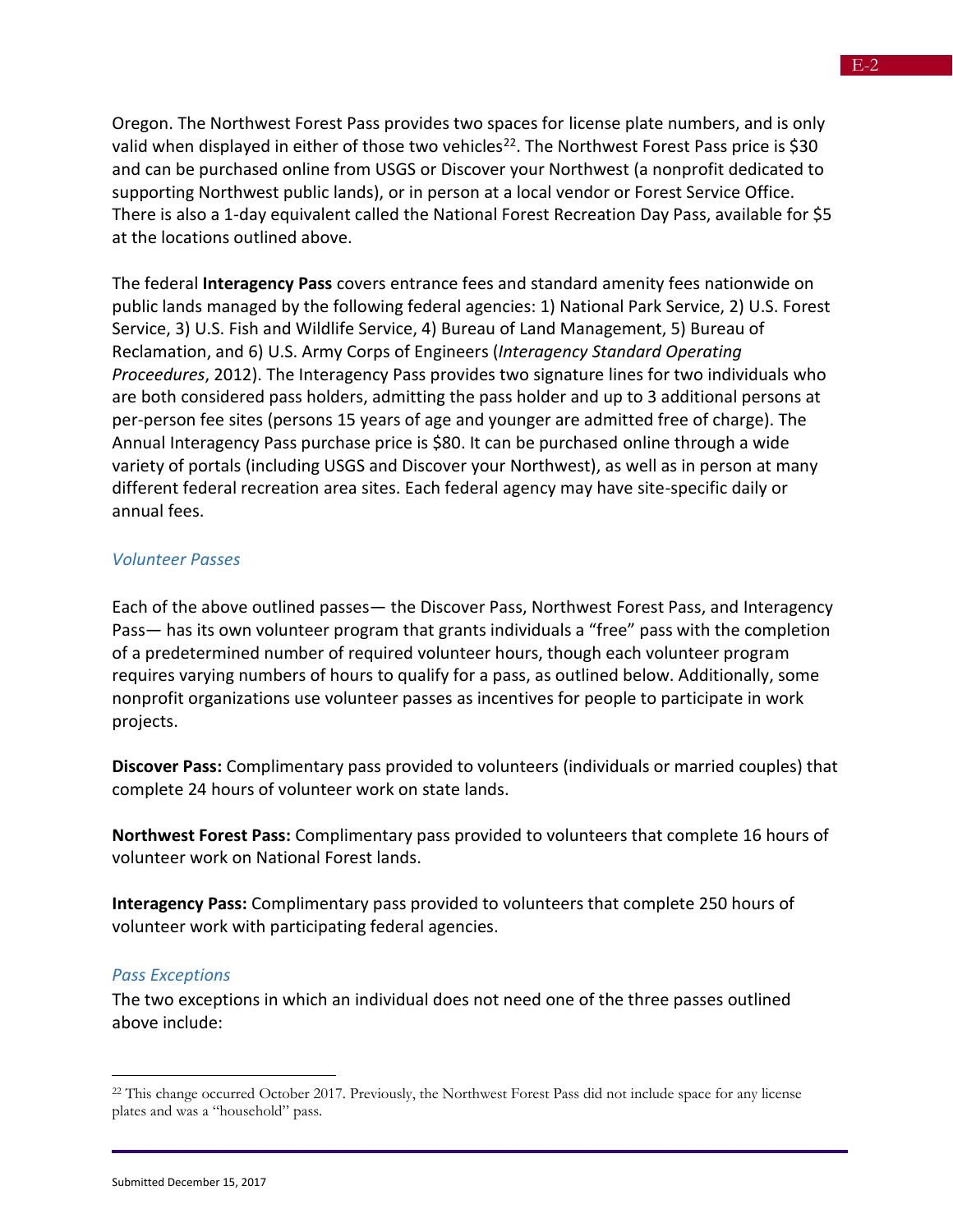Oregon. The Northwest Forest Pass provides two spaces for license plate numbers, and is only valid when displayed in either of those two vehicles[22]. The Northwest Forest Pass price is $30 and can be purchased online from USGS or Discover your Northwest (a nonprofit dedicated to supporting Northwest public lands), or in person at a local vendor or Forest Service Office. There is also a 1-day equivalent called the National Forest Recreation Day Pass, available for $5 at the locations outlined above.

The federal **Interagency Pass** covers entrance fees and standard amenity fees nationwide on public lands managed by the following federal agencies: 1) National Park Service, 2) U.S. Forest Service, 3) U.S. Fish and Wildlife Service, 4) Bureau of Land Management, 5) Bureau of Reclamation, and 6) U.S. Army Corps of Engineers (*Interagency Standard Operating Proceedures*, 2012). The Interagency Pass provides two signature lines for two individuals who are both considered pass holders, admitting the pass holder and up to 3 additional persons at per-person fee sites (persons 15 years of age and younger are admitted free of charge). The Annual Interagency Pass purchase price is $80. It can be purchased online through a wide variety of portals (including USGS and Discover your Northwest), as well as in person at many different federal recreation area sites. Each federal agency may have site-specific daily or annual fees.

### *Volunteer Passes*

Each of the above outlined passes— the Discover Pass, Northwest Forest Pass, and Interagency Pass— has its own volunteer program that grants individuals a "free" pass with the completion of a predetermined number of required volunteer hours, though each volunteer program requires varying numbers of hours to qualify for a pass, as outlined below. Additionally, some nonprofit organizations use volunteer passes as incentives for people to participate in work projects.

**Discover Pass:** Complimentary pass provided to volunteers (individuals or married couples) that complete 24 hours of volunteer work on state lands.

**Northwest Forest Pass:** Complimentary pass provided to volunteers that complete 16 hours of volunteer work on National Forest lands.

**Interagency Pass:** Complimentary pass provided to volunteers that complete 250 hours of volunteer work with participating federal agencies.

### *Pass Exceptions*

The two exceptions in which an individual does not need one of the three passes outlined above include:

[22] This change occurred October 2017. Previously, the Northwest Forest Pass did not include space for any license plates and was a "household" pass.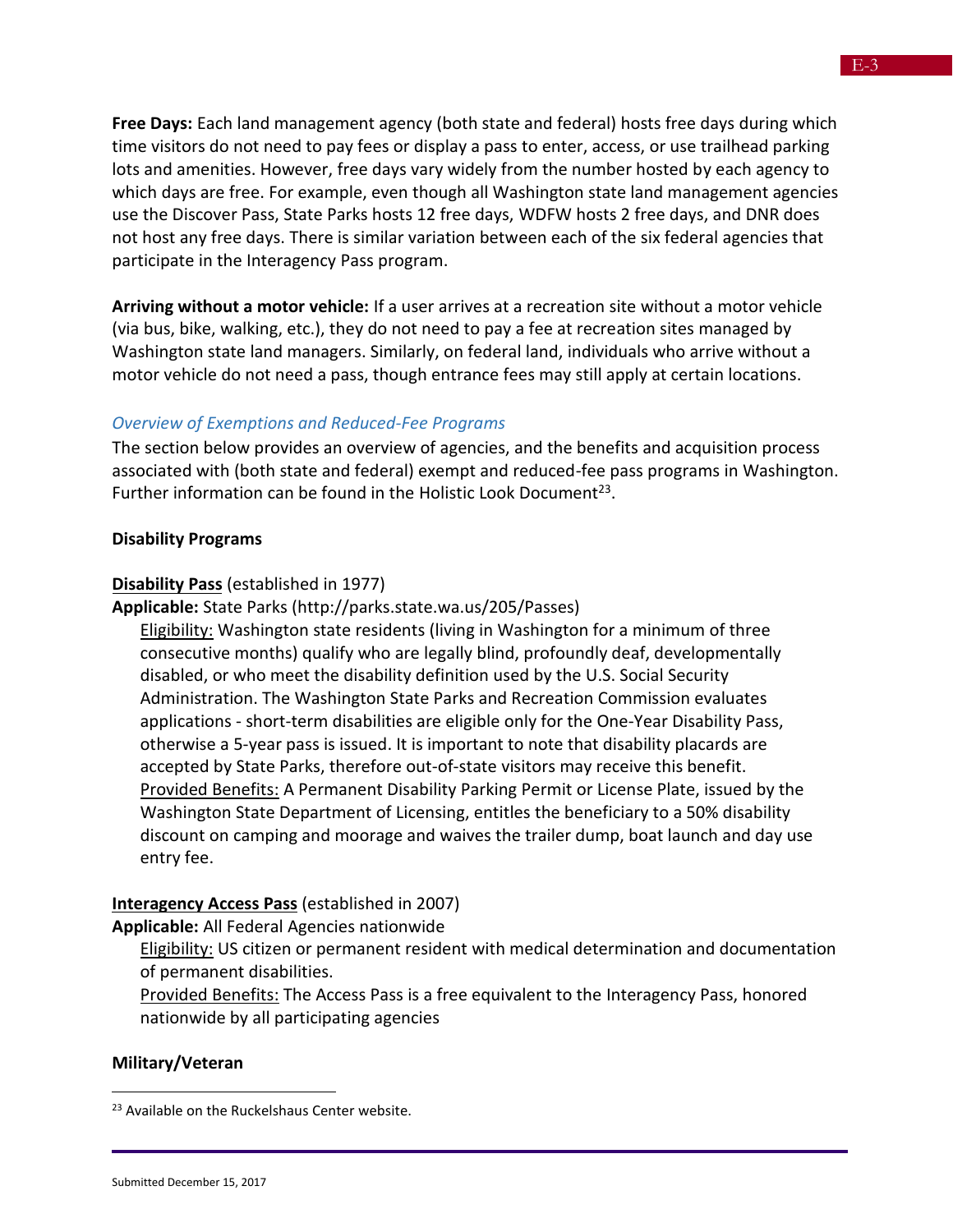**Free Days:** Each land management agency (both state and federal) hosts free days during which time visitors do not need to pay fees or display a pass to enter, access, or use trailhead parking lots and amenities. However, free days vary widely from the number hosted by each agency to which days are free. For example, even though all Washington state land management agencies use the Discover Pass, State Parks hosts 12 free days, WDFW hosts 2 free days, and DNR does not host any free days. There is similar variation between each of the six federal agencies that participate in the Interagency Pass program.

**Arriving without a motor vehicle:** If a user arrives at a recreation site without a motor vehicle (via bus, bike, walking, etc.), they do not need to pay a fee at recreation sites managed by Washington state land managers. Similarly, on federal land, individuals who arrive without a motor vehicle do not need a pass, though entrance fees may still apply at certain locations.

### *Overview of Exemptions and Reduced-Fee Programs*

The section below provides an overview of agencies, and the benefits and acquisition process associated with (both state and federal) exempt and reduced-fee pass programs in Washington. Further information can be found in the Holistic Look Document[23].

**Disability Programs**

**Disability Pass** (established in 1977)

**Applicable:** State Parks (http://parks.state.wa.us/205/Passes)

Eligibility: Washington state residents (living in Washington for a minimum of three consecutive months) qualify who are legally blind, profoundly deaf, developmentally disabled, or who meet the disability definition used by the U.S. Social Security Administration. The Washington State Parks and Recreation Commission evaluates applications - short-term disabilities are eligible only for the One-Year Disability Pass, otherwise a 5-year pass is issued. It is important to note that disability placards are accepted by State Parks, therefore out-of-state visitors may receive this benefit.

Provided Benefits: A Permanent Disability Parking Permit or License Plate, issued by the Washington State Department of Licensing, entitles the beneficiary to a 50% disability discount on camping and moorage and waives the trailer dump, boat launch and day use entry fee.

**Interagency Access Pass** (established in 2007)

**Applicable:** All Federal Agencies nationwide

Eligibility: US citizen or permanent resident with medical determination and documentation of permanent disabilities.

Provided Benefits: The Access Pass is a free equivalent to the Interagency Pass, honored nationwide by all participating agencies

**Military/Veteran**

---

[23] Available on the Ruckelshaus Center website.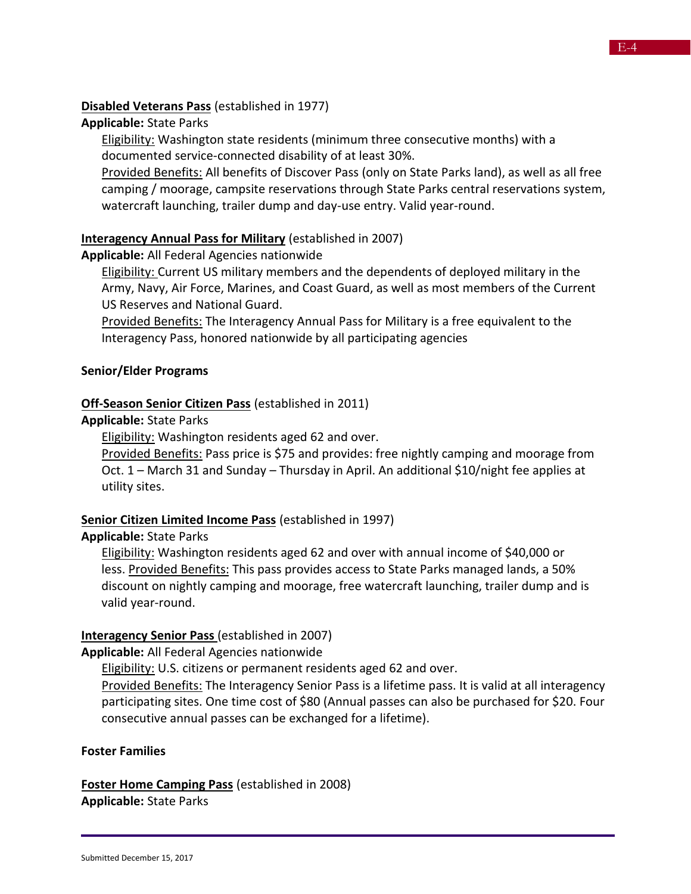**Disabled Veterans Pass** (established in 1977)

**Applicable:** State Parks

Eligibility: Washington state residents (minimum three consecutive months) with a documented service-connected disability of at least 30%.

Provided Benefits: All benefits of Discover Pass (only on State Parks land), as well as all free camping / moorage, campsite reservations through State Parks central reservations system, watercraft launching, trailer dump and day-use entry. Valid year-round.

**Interagency Annual Pass for Military** (established in 2007)

**Applicable:** All Federal Agencies nationwide

Eligibility: Current US military members and the dependents of deployed military in the Army, Navy, Air Force, Marines, and Coast Guard, as well as most members of the Current US Reserves and National Guard.

Provided Benefits: The Interagency Annual Pass for Military is a free equivalent to the Interagency Pass, honored nationwide by all participating agencies

**Senior/Elder Programs**

**Off-Season Senior Citizen Pass** (established in 2011)

**Applicable:** State Parks

Eligibility: Washington residents aged 62 and over.

Provided Benefits: Pass price is $75 and provides: free nightly camping and moorage from Oct. 1 – March 31 and Sunday – Thursday in April. An additional $10/night fee applies at utility sites.

**Senior Citizen Limited Income Pass** (established in 1997)

**Applicable:** State Parks

Eligibility: Washington residents aged 62 and over with annual income of $40,000 or less. Provided Benefits: This pass provides access to State Parks managed lands, a 50% discount on nightly camping and moorage, free watercraft launching, trailer dump and is valid year-round.

**Interagency Senior Pass** (established in 2007)

**Applicable:** All Federal Agencies nationwide

Eligibility: U.S. citizens or permanent residents aged 62 and over.

Provided Benefits: The Interagency Senior Pass is a lifetime pass. It is valid at all interagency participating sites. One time cost of $80 (Annual passes can also be purchased for $20. Four consecutive annual passes can be exchanged for a lifetime).

**Foster Families**

**Foster Home Camping Pass** (established in 2008)

**Applicable:** State Parks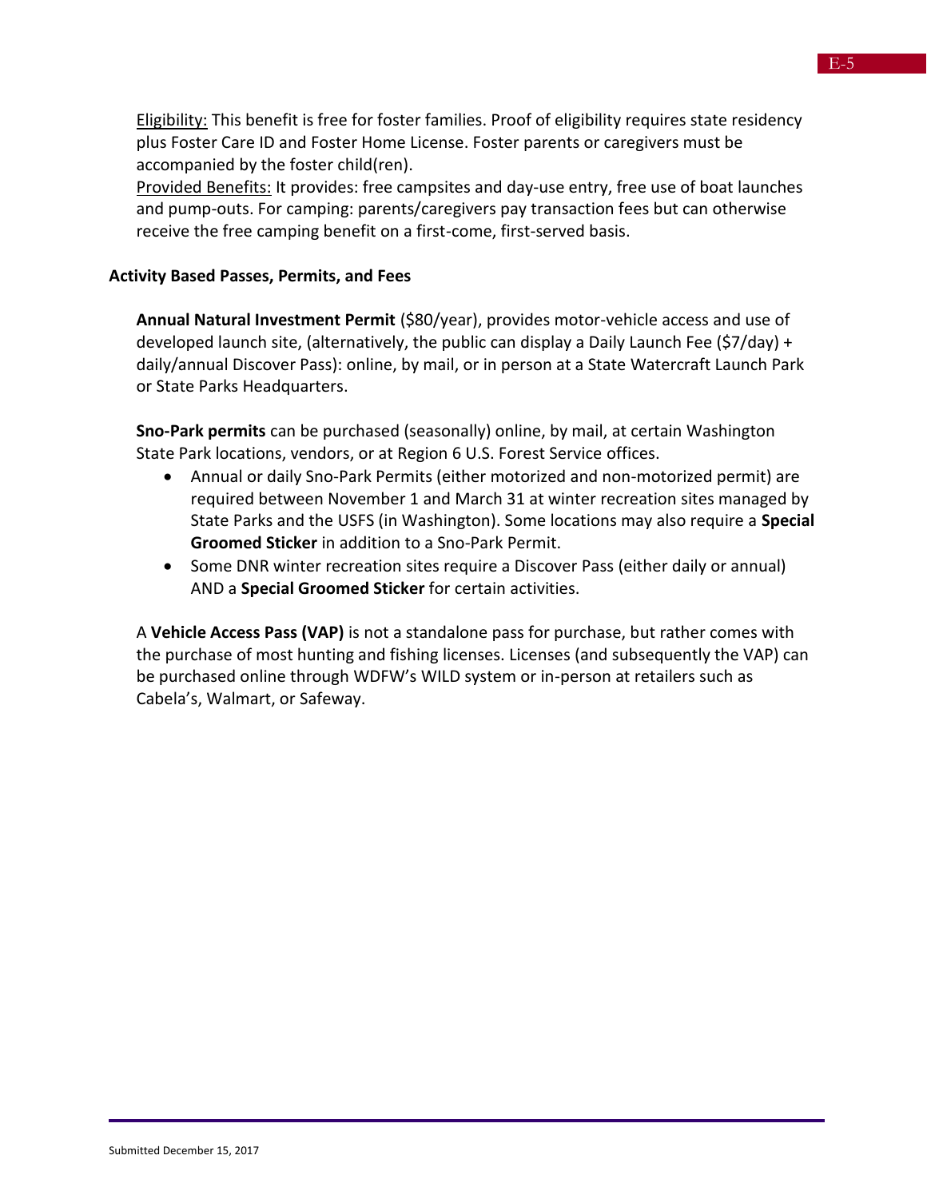Eligibility: This benefit is free for foster families. Proof of eligibility requires state residency plus Foster Care ID and Foster Home License. Foster parents or caregivers must be accompanied by the foster child(ren).
Provided Benefits: It provides: free campsites and day-use entry, free use of boat launches and pump-outs. For camping: parents/caregivers pay transaction fees but can otherwise receive the free camping benefit on a first-come, first-served basis.

### Activity Based Passes, Permits, and Fees

**Annual Natural Investment Permit** ($80/year), provides motor-vehicle access and use of developed launch site, (alternatively, the public can display a Daily Launch Fee ($7/day) + daily/annual Discover Pass): online, by mail, or in person at a State Watercraft Launch Park or State Parks Headquarters.

**Sno-Park permits** can be purchased (seasonally) online, by mail, at certain Washington State Park locations, vendors, or at Region 6 U.S. Forest Service offices.

- Annual or daily Sno-Park Permits (either motorized and non-motorized permit) are required between November 1 and March 31 at winter recreation sites managed by State Parks and the USFS (in Washington). Some locations may also require a **Special Groomed Sticker** in addition to a Sno-Park Permit.
- Some DNR winter recreation sites require a Discover Pass (either daily or annual) AND a **Special Groomed Sticker** for certain activities.

A **Vehicle Access Pass (VAP)** is not a standalone pass for purchase, but rather comes with the purchase of most hunting and fishing licenses. Licenses (and subsequently the VAP) can be purchased online through WDFW's WILD system or in-person at retailers such as Cabela's, Walmart, or Safeway.